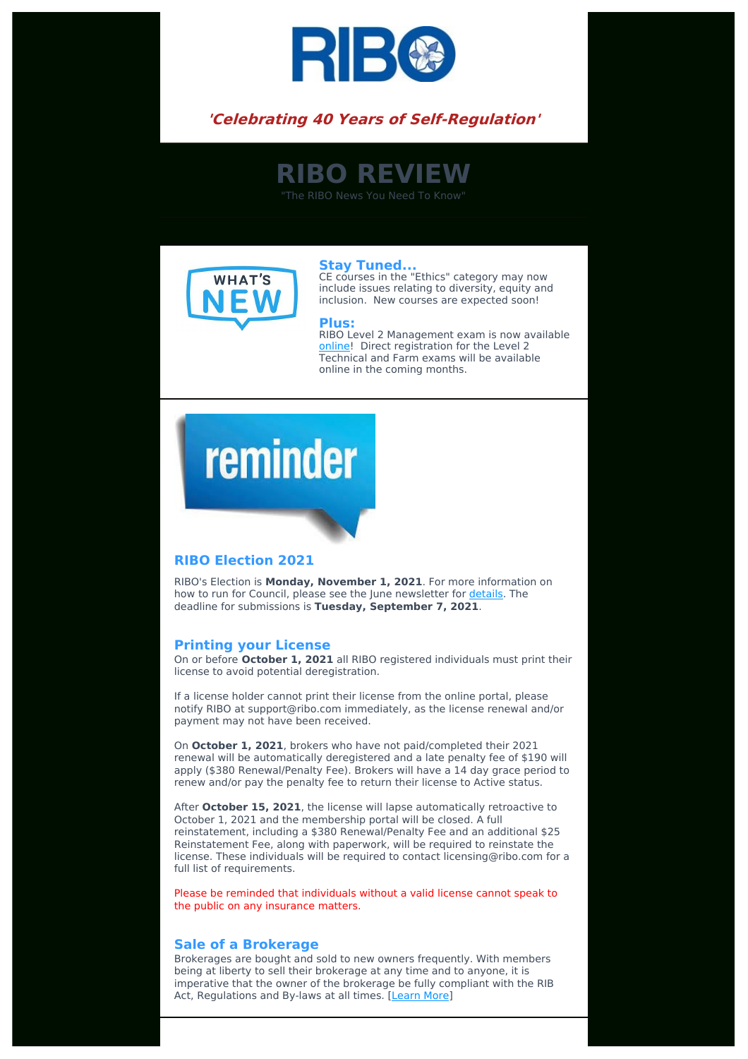*'Celebrating 40 Years of Self-Regulation'*

# RIBO REVIEW

"The RIBO News You Need To Know"

### Stay Tuned...

CE courses in the "Ethics" category may now include issues relating to diversity, equity and inclusion. New courses are expected soon!

### Plus:

RIBO Level 2 Management exam is now available online! Direct registration for the Level 2 Technical and Farm exams will be available online in the coming months.

## RIBO Election 2021

RIBO's Election is **Monday, November 1, 2021**. For more information on how to run for Council, please see the June newsletter for details. The deadline for submissions is **Tuesday, September 7, 2021**.

## Printing your License

On or before **October 1, 2021** all RIBO registered individuals must print their license to avoid potential deregistration.

If a license holder cannot print their license from the online portal, please notify RIBO at support@ribo.com immediately, as the license renewal and/or payment may not have been received.

On **October 1, 2021**, brokers who have not paid/completed their 2021 renewal will be automatically deregistered and a late penalty fee of $190 will apply ($380 Renewal/Penalty Fee). Brokers will have a 14 day grace period to renew and/or pay the penalty fee to return their license to Active status.

After **October 15, 2021**, the license will lapse automatically retroactive to October 1, 2021 and the membership portal will be closed. A full reinstatement, including a $380 Renewal/Penalty Fee and an additional $25 Reinstatement Fee, along with paperwork, will be required to reinstate the license. These individuals will be required to contact licensing@ribo.com for a full list of requirements.

Please be reminded that individuals without a valid license cannot speak to the public on any insurance matters.

## Sale of a Brokerage

Brokerages are bought and sold to new owners frequently. With members being at liberty to sell their brokerage at any time and to anyone, it is imperative that the owner of the brokerage be fully compliant with the RIB Act, Regulations and By-laws at all times. [Learn More]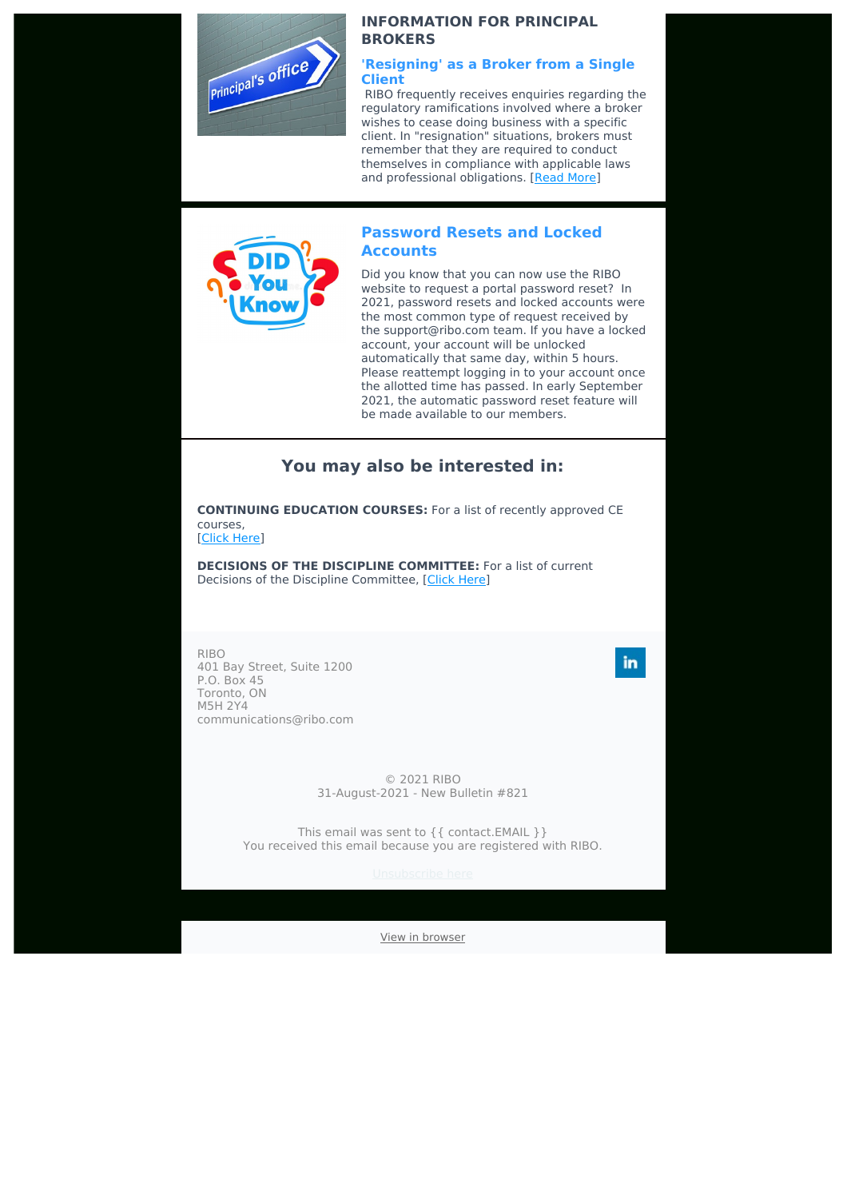### INFORMATION FOR PRINCIPAL BROKERS

### 'Resigning' as a Broker from a Single Client

RIBO frequently receives enquiries regarding the regulatory ramifications involved where a broker wishes to cease doing business with a specific client. In "resignation" situations, brokers must remember that they are required to conduct themselves in compliance with applicable laws and professional obligations. [Read More]

### Password Resets and Locked Accounts

Did you know that you can now use the RIBO website to request a portal password reset? In 2021, password resets and locked accounts were the most common type of request received by the support@ribo.com team. If you have a locked account, your account will be unlocked automatically that same day, within 5 hours. Please reattempt logging in to your account once the allotted time has passed. In early September 2021, the automatic password reset feature will be made available to our members.

## You may also be interested in:

**CONTINUING EDUCATION COURSES:** For a list of recently approved CE courses,
[Click Here]

**DECISIONS OF THE DISCIPLINE COMMITTEE:** For a list of current Decisions of the Discipline Committee, [Click Here]

RIBO
401 Bay Street, Suite 1200
P.O. Box 45
Toronto, ON
M5H 2Y4
communications@ribo.com

© 2021 RIBO
31-August-2021 - New Bulletin #821

This email was sent to {{ contact.EMAIL }}
You received this email because you are registered with RIBO.

Unsubscribe here

View in browser